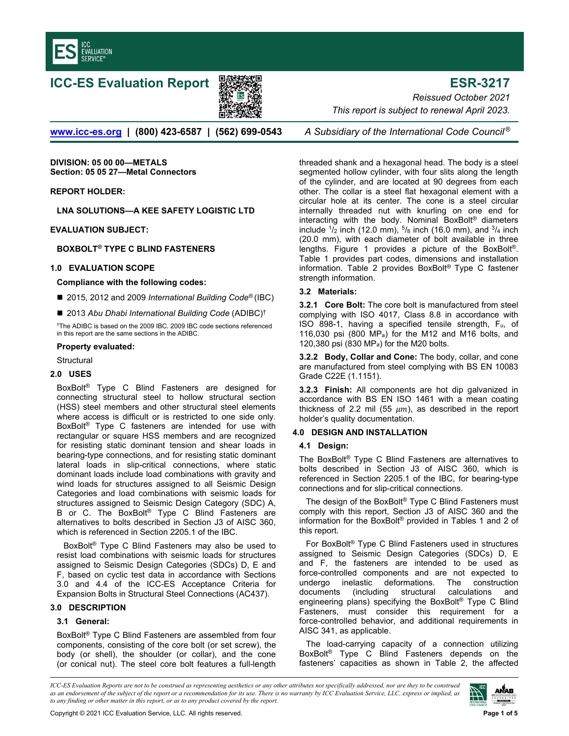# ICC-ES Evaluation Report

# ESR-3217

*Reissued October 2021*

*This report is subject to renewal April 2023.*

www.icc-es.org | (800) 423-6587 | (562) 699-0543 *A Subsidiary of the International Code Council®*

**DIVISION: 05 00 00—METALS**
**Section: 05 05 27—Metal Connectors**

**REPORT HOLDER:**

**LNA SOLUTIONS—A KEE SAFETY LOGISTIC LTD**

**EVALUATION SUBJECT:**

**BOXBOLT® TYPE C BLIND FASTENERS**

## 1.0 EVALUATION SCOPE

**Compliance with the following codes:**

- 2015, 2012 and 2009 *International Building Code®* (IBC)
- 2013 *Abu Dhabi International Building Code* (ADIBC)†

†The ADIBC is based on the 2009 IBC. 2009 IBC code sections referenced in this report are the same sections in the ADIBC.

**Property evaluated:**

Structural

## 2.0 USES

BoxBolt® Type C Blind Fasteners are designed for connecting structural steel to hollow structural section (HSS) steel members and other structural steel elements where access is difficult or is restricted to one side only. BoxBolt® Type C fasteners are intended for use with rectangular or square HSS members and are recognized for resisting static dominant tension and shear loads in bearing-type connections, and for resisting static dominant lateral loads in slip-critical connections, where static dominant loads include load combinations with gravity and wind loads for structures assigned to all Seismic Design Categories and load combinations with seismic loads for structures assigned to Seismic Design Category (SDC) A, B or C. The BoxBolt® Type C Blind Fasteners are alternatives to bolts described in Section J3 of AISC 360, which is referenced in Section 2205.1 of the IBC.

BoxBolt® Type C Blind Fasteners may also be used to resist load combinations with seismic loads for structures assigned to Seismic Design Categories (SDCs) D, E and F, based on cyclic test data in accordance with Sections 3.0 and 4.4 of the ICC-ES Acceptance Criteria for Expansion Bolts in Structural Steel Connections (AC437).

## 3.0 DESCRIPTION

### 3.1 General:

BoxBolt® Type C Blind Fasteners are assembled from four components, consisting of the core bolt (or set screw), the body (or shell), the shoulder (or collar), and the cone (or conical nut). The steel core bolt features a full-length threaded shank and a hexagonal head. The body is a steel segmented hollow cylinder, with four slits along the length of the cylinder, and are located at 90 degrees from each other. The collar is a steel flat hexagonal element with a circular hole at its center. The cone is a steel circular internally threaded nut with knurling on one end for interacting with the body. Nominal BoxBolt® diameters include $^1/_2$ inch (12.0 mm), $^5/_8$ inch (16.0 mm), and $^3/_4$ inch (20.0 mm), with each diameter of bolt available in three lengths. Figure 1 provides a picture of the BoxBolt®. Table 1 provides part codes, dimensions and installation information. Table 2 provides BoxBolt® Type C fastener strength information.

### 3.2 Materials:

**3.2.1 Core Bolt:** The core bolt is manufactured from steel complying with ISO 4017, Class 8.8 in accordance with ISO 898-1, having a specified tensile strength, $F_u$, of 116,030 psi (800 $MP_a$) for the M12 and M16 bolts, and 120,380 psi (830 $MP_a$) for the M20 bolts.

**3.2.2 Body, Collar and Cone:** The body, collar, and cone are manufactured from steel complying with BS EN 10083 Grade C22E (1.1151).

**3.2.3 Finish:** All components are hot dip galvanized in accordance with BS EN ISO 1461 with a mean coating thickness of 2.2 mil (55 $\mu m$), as described in the report holder's quality documentation.

## 4.0 DESIGN AND INSTALLATION

### 4.1 Design:

The BoxBolt® Type C Blind Fasteners are alternatives to bolts described in Section J3 of AISC 360, which is referenced in Section 2205.1 of the IBC, for bearing-type connections and for slip-critical connections.

The design of the BoxBolt® Type C Blind Fasteners must comply with this report, Section J3 of AISC 360 and the information for the BoxBolt® provided in Tables 1 and 2 of this report.

For BoxBolt® Type C Blind Fasteners used in structures assigned to Seismic Design Categories (SDCs) D, E and F, the fasteners are intended to be used as force-controlled components and are not expected to undergo inelastic deformations. The construction documents (including structural calculations and engineering plans) specifying the BoxBolt® Type C Blind Fasteners, must consider this requirement for a force-controlled behavior, and additional requirements in AISC 341, as applicable.

The load-carrying capacity of a connection utilizing BoxBolt® Type C Blind Fasteners depends on the fasteners' capacities as shown in Table 2, the affected

*ICC-ES Evaluation Reports are not to be construed as representing aesthetics or any other attributes not specifically addressed, nor are they to be construed as an endorsement of the subject of the report or a recommendation for its use. There is no warranty by ICC Evaluation Service, LLC, express or implied, as to any finding or other matter in this report, or as to any product covered by the report.*

Copyright © 2021 ICC Evaluation Service, LLC. All rights reserved.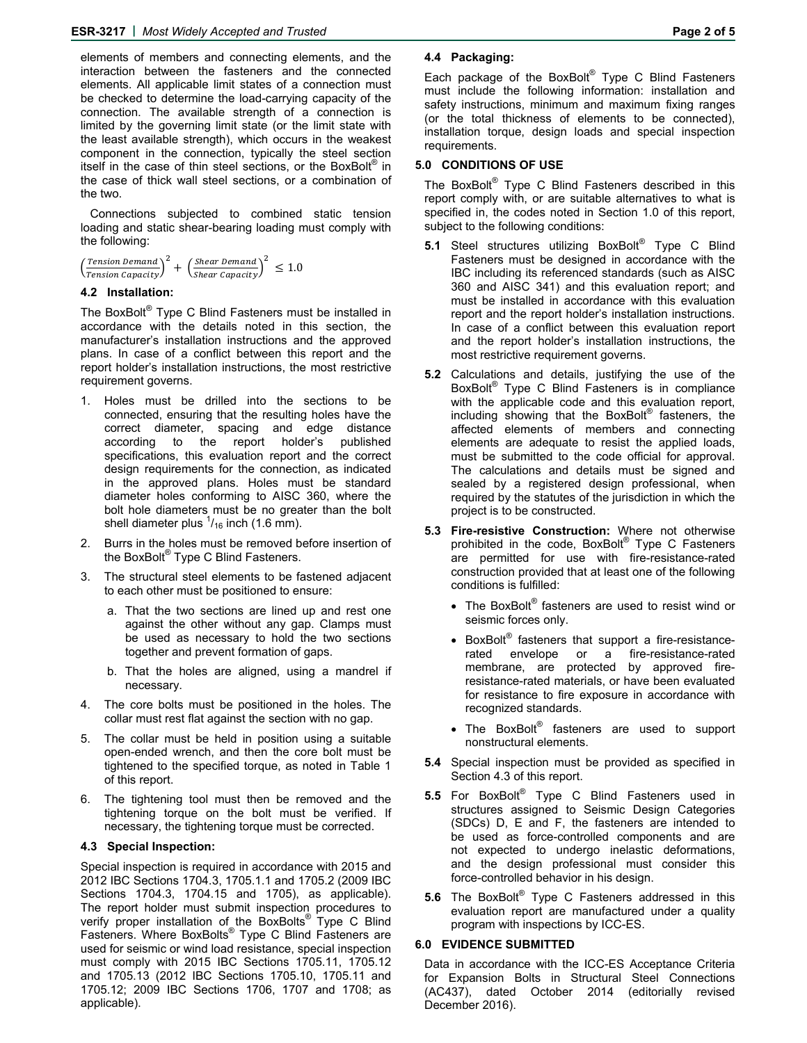elements of members and connecting elements, and the interaction between the fasteners and the connected elements. All applicable limit states of a connection must be checked to determine the load-carrying capacity of the connection. The available strength of a connection is limited by the governing limit state (or the limit state with the least available strength), which occurs in the weakest component in the connection, typically the steel section itself in the case of thin steel sections, or the BoxBolt® in the case of thick wall steel sections, or a combination of the two.

Connections subjected to combined static tension loading and static shear-bearing loading must comply with the following:

$$\left(\frac{Tension\ Demand}{Tension\ Capacity}\right)^2 + \left(\frac{Shear\ Demand}{Shear\ Capacity}\right)^2 \leq 1.0$$

### 4.2 Installation:

The BoxBolt® Type C Blind Fasteners must be installed in accordance with the details noted in this section, the manufacturer's installation instructions and the approved plans. In case of a conflict between this report and the report holder's installation instructions, the most restrictive requirement governs.

1. Holes must be drilled into the sections to be connected, ensuring that the resulting holes have the correct diameter, spacing and edge distance according to the report holder's published specifications, this evaluation report and the correct design requirements for the connection, as indicated in the approved plans. Holes must be standard diameter holes conforming to AISC 360, where the bolt hole diameters must be no greater than the bolt shell diameter plus $^1/_{16}$ inch (1.6 mm).
2. Burrs in the holes must be removed before insertion of the BoxBolt® Type C Blind Fasteners.
3. The structural steel elements to be fastened adjacent to each other must be positioned to ensure:
   a. That the two sections are lined up and rest one against the other without any gap. Clamps must be used as necessary to hold the two sections together and prevent formation of gaps.
   b. That the holes are aligned, using a mandrel if necessary.
4. The core bolts must be positioned in the holes. The collar must rest flat against the section with no gap.
5. The collar must be held in position using a suitable open-ended wrench, and then the core bolt must be tightened to the specified torque, as noted in Table 1 of this report.
6. The tightening tool must then be removed and the tightening torque on the bolt must be verified. If necessary, the tightening torque must be corrected.

### 4.3 Special Inspection:

Special inspection is required in accordance with 2015 and 2012 IBC Sections 1704.3, 1705.1.1 and 1705.2 (2009 IBC Sections 1704.3, 1704.15 and 1705), as applicable). The report holder must submit inspection procedures to verify proper installation of the BoxBolts® Type C Blind Fasteners. Where BoxBolts® Type C Blind Fasteners are used for seismic or wind load resistance, special inspection must comply with 2015 IBC Sections 1705.11, 1705.12 and 1705.13 (2012 IBC Sections 1705.10, 1705.11 and 1705.12; 2009 IBC Sections 1706, 1707 and 1708; as applicable).

### 4.4 Packaging:

Each package of the BoxBolt® Type C Blind Fasteners must include the following information: installation and safety instructions, minimum and maximum fixing ranges (or the total thickness of elements to be connected), installation torque, design loads and special inspection requirements.

## 5.0 CONDITIONS OF USE

The BoxBolt® Type C Blind Fasteners described in this report comply with, or are suitable alternatives to what is specified in, the codes noted in Section 1.0 of this report, subject to the following conditions:

**5.1** Steel structures utilizing BoxBolt® Type C Blind Fasteners must be designed in accordance with the IBC including its referenced standards (such as AISC 360 and AISC 341) and this evaluation report; and must be installed in accordance with this evaluation report and the report holder's installation instructions. In case of a conflict between this evaluation report and the report holder's installation instructions, the most restrictive requirement governs.

**5.2** Calculations and details, justifying the use of the BoxBolt® Type C Blind Fasteners is in compliance with the applicable code and this evaluation report, including showing that the BoxBolt® fasteners, the affected elements of members and connecting elements are adequate to resist the applied loads, must be submitted to the code official for approval. The calculations and details must be signed and sealed by a registered design professional, when required by the statutes of the jurisdiction in which the project is to be constructed.

**5.3** **Fire-resistive Construction:** Where not otherwise prohibited in the code, BoxBolt® Type C Fasteners are permitted for use with fire-resistance-rated construction provided that at least one of the following conditions is fulfilled:

- The BoxBolt® fasteners are used to resist wind or seismic forces only.
- BoxBolt® fasteners that support a fire-resistance-rated envelope or a fire-resistance-rated membrane, are protected by approved fire-resistance-rated materials, or have been evaluated for resistance to fire exposure in accordance with recognized standards.
- The BoxBolt® fasteners are used to support nonstructural elements.

**5.4** Special inspection must be provided as specified in Section 4.3 of this report.

**5.5** For BoxBolt® Type C Blind Fasteners used in structures assigned to Seismic Design Categories (SDCs) D, E and F, the fasteners are intended to be used as force-controlled components and are not expected to undergo inelastic deformations, and the design professional must consider this force-controlled behavior in his design.

**5.6** The BoxBolt® Type C Fasteners addressed in this evaluation report are manufactured under a quality program with inspections by ICC-ES.

## 6.0 EVIDENCE SUBMITTED

Data in accordance with the ICC-ES Acceptance Criteria for Expansion Bolts in Structural Steel Connections (AC437), dated October 2014 (editorially revised December 2016).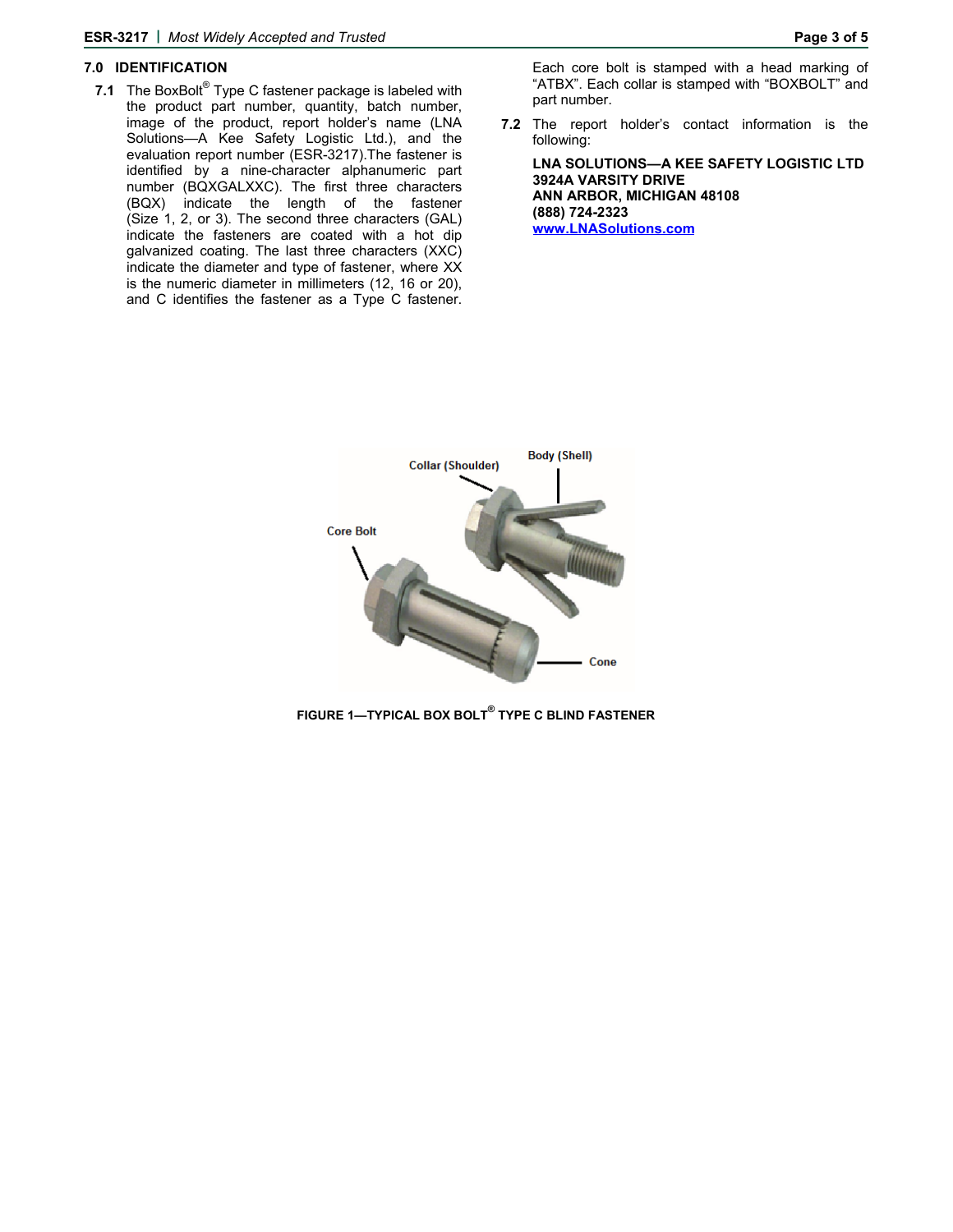## 7.0 IDENTIFICATION

**7.1** The BoxBolt® Type C fastener package is labeled with the product part number, quantity, batch number, image of the product, report holder's name (LNA Solutions—A Kee Safety Logistic Ltd.), and the evaluation report number (ESR-3217).The fastener is identified by a nine-character alphanumeric part number (BQXGALXXC). The first three characters (BQX) indicate the length of the fastener (Size 1, 2, or 3). The second three characters (GAL) indicate the fasteners are coated with a hot dip galvanized coating. The last three characters (XXC) indicate the diameter and type of fastener, where XX is the numeric diameter in millimeters (12, 16 or 20), and C identifies the fastener as a Type C fastener. Each core bolt is stamped with a head marking of "ATBX". Each collar is stamped with "BOXBOLT" and part number.

**7.2** The report holder's contact information is the following:

**LNA SOLUTIONS—A KEE SAFETY LOGISTIC LTD**
**3924A VARSITY DRIVE**
**ANN ARBOR, MICHIGAN 48108**
**(888) 724-2323**
**www.LNASolutions.com**

**FIGURE 1—TYPICAL BOX BOLT® TYPE C BLIND FASTENER**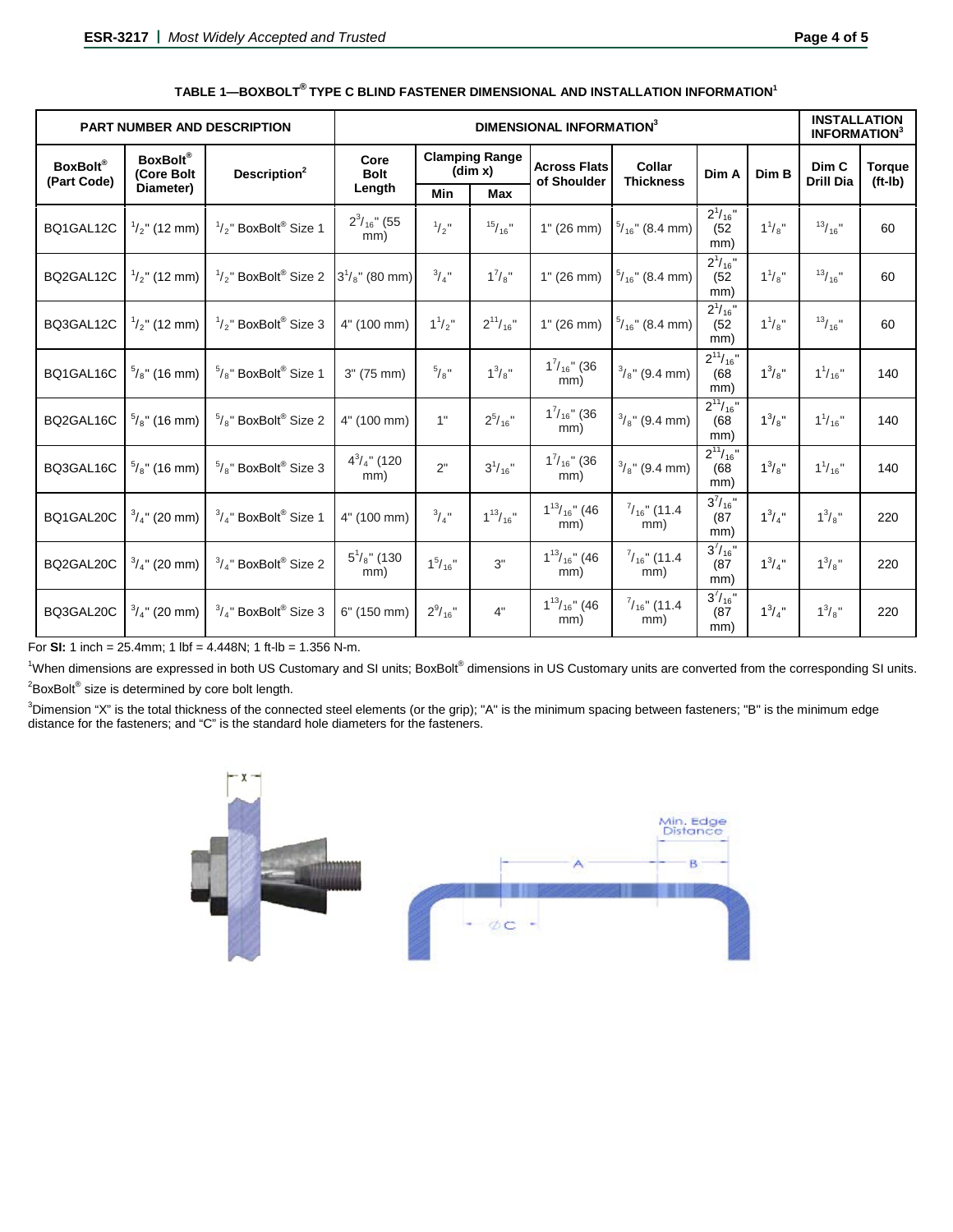**TABLE 1—BOXBOLT® TYPE C BLIND FASTENER DIMENSIONAL AND INSTALLATION INFORMATION[1]**

| PART NUMBER AND DESCRIPTION | | | DIMENSIONAL INFORMATION[3] | | | | | | | INSTALLATION INFORMATION[3] | |
|---|---|---|---|---|---|---|---|---|---|---|---|
| BoxBolt® (Part Code) | BoxBolt® (Core Bolt Diameter) | Description[2] | Core Bolt Length | Clamping Range (dim x) | | Across Flats of Shoulder | Collar Thickness | Dim A | Dim B | Dim C Drill Dia | Torque (ft-lb) |
| | | | | Min | Max | | | | | | |
| BQ1GAL12C | 1/2" (12 mm) | 1/2" BoxBolt® Size 1 | 2 3/16" (55 mm) | 1/2" | 15/16" | 1" (26 mm) | 5/16" (8.4 mm) | 2 1/16" (52 mm) | 1 1/8" | 13/16" | 60 |
| BQ2GAL12C | 1/2" (12 mm) | 1/2" BoxBolt® Size 2 | 3 1/8" (80 mm) | 3/4" | 1 7/8" | 1" (26 mm) | 5/16" (8.4 mm) | 2 1/16" (52 mm) | 1 1/8" | 13/16" | 60 |
| BQ3GAL12C | 1/2" (12 mm) | 1/2" BoxBolt® Size 3 | 4" (100 mm) | 1 1/2" | 2 11/16" | 1" (26 mm) | 5/16" (8.4 mm) | 2 1/16" (52 mm) | 1 1/8" | 13/16" | 60 |
| BQ1GAL16C | 5/8" (16 mm) | 5/8" BoxBolt® Size 1 | 3" (75 mm) | 5/8" | 1 3/8" | 1 7/16" (36 mm) | 3/8" (9.4 mm) | 2 11/16" (68 mm) | 1 3/8" | 1 1/16" | 140 |
| BQ2GAL16C | 5/8" (16 mm) | 5/8" BoxBolt® Size 2 | 4" (100 mm) | 1" | 2 5/16" | 1 7/16" (36 mm) | 3/8" (9.4 mm) | 2 11/16" (68 mm) | 1 3/8" | 1 1/16" | 140 |
| BQ3GAL16C | 5/8" (16 mm) | 5/8" BoxBolt® Size 3 | 4 3/4" (120 mm) | 2" | 3 1/16" | 1 7/16" (36 mm) | 3/8" (9.4 mm) | 2 11/16" (68 mm) | 1 3/8" | 1 1/16" | 140 |
| BQ1GAL20C | 3/4" (20 mm) | 3/4" BoxBolt® Size 1 | 4" (100 mm) | 3/4" | 1 13/16" | 1 13/16" (46 mm) | 7/16" (11.4 mm) | 3 7/16" (87 mm) | 1 3/4" | 1 3/8" | 220 |
| BQ2GAL20C | 3/4" (20 mm) | 3/4" BoxBolt® Size 2 | 5 1/8" (130 mm) | 1 5/16" | 3" | 1 13/16" (46 mm) | 7/16" (11.4 mm) | 3 7/16" (87 mm) | 1 3/4" | 1 3/8" | 220 |
| BQ3GAL20C | 3/4" (20 mm) | 3/4" BoxBolt® Size 3 | 6" (150 mm) | 2 9/16" | 4" | 1 13/16" (46 mm) | 7/16" (11.4 mm) | 3 7/16" (87 mm) | 1 3/4" | 1 3/8" | 220 |

For **SI:** 1 inch = 25.4mm; 1 lbf = 4.448N; 1 ft-lb = 1.356 N-m.

[1]When dimensions are expressed in both US Customary and SI units; BoxBolt® dimensions in US Customary units are converted from the corresponding SI units.

[2]BoxBolt® size is determined by core bolt length.

[3]Dimension "X" is the total thickness of the connected steel elements (or the grip); "A" is the minimum spacing between fasteners; "B" is the minimum edge distance for the fasteners; and "C" is the standard hole diameters for the fasteners.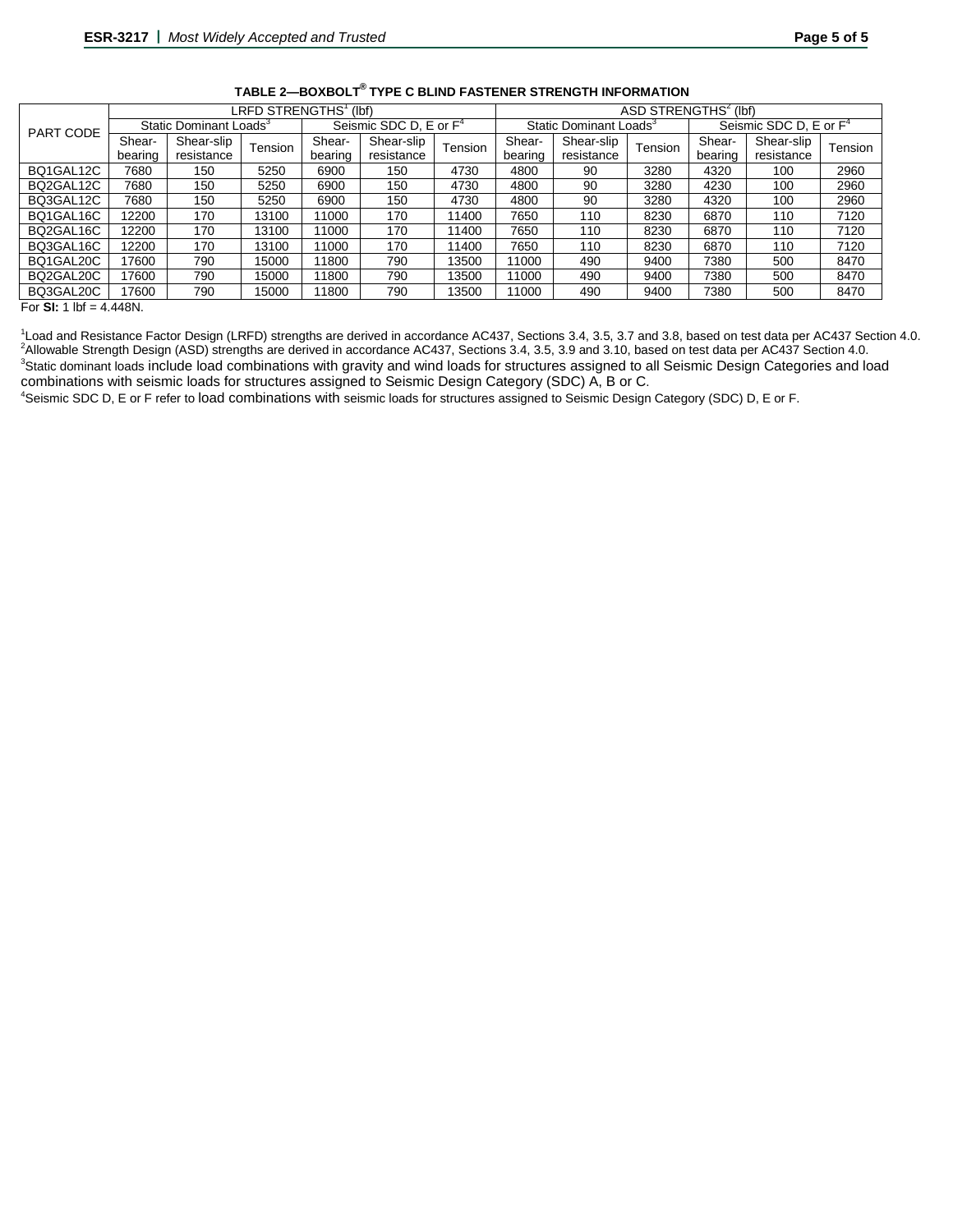## TABLE 2—BOXBOLT® TYPE C BLIND FASTENER STRENGTH INFORMATION

| PART CODE | LRFD STRENGTHS[1] (lbf) | | | | | | ASD STRENGTHS[2] (lbf) | | | | | |
|---|---|---|---|---|---|---|---|---|---|---|---|---|
| | Static Dominant Loads[3] | | | Seismic SDC D, E or F[4] | | | Static Dominant Loads[3] | | | Seismic SDC D, E or F[4] | | |
| | Shear-bearing | Shear-slip resistance | Tension | Shear-bearing | Shear-slip resistance | Tension | Shear-bearing | Shear-slip resistance | Tension | Shear-bearing | Shear-slip resistance | Tension |
| BQ1GAL12C | 7680 | 150 | 5250 | 6900 | 150 | 4730 | 4800 | 90 | 3280 | 4320 | 100 | 2960 |
| BQ2GAL12C | 7680 | 150 | 5250 | 6900 | 150 | 4730 | 4800 | 90 | 3280 | 4230 | 100 | 2960 |
| BQ3GAL12C | 7680 | 150 | 5250 | 6900 | 150 | 4730 | 4800 | 90 | 3280 | 4320 | 100 | 2960 |
| BQ1GAL16C | 12200 | 170 | 13100 | 11000 | 170 | 11400 | 7650 | 110 | 8230 | 6870 | 110 | 7120 |
| BQ2GAL16C | 12200 | 170 | 13100 | 11000 | 170 | 11400 | 7650 | 110 | 8230 | 6870 | 110 | 7120 |
| BQ3GAL16C | 12200 | 170 | 13100 | 11000 | 170 | 11400 | 7650 | 110 | 8230 | 6870 | 110 | 7120 |
| BQ1GAL20C | 17600 | 790 | 15000 | 11800 | 790 | 13500 | 11000 | 490 | 9400 | 7380 | 500 | 8470 |
| BQ2GAL20C | 17600 | 790 | 15000 | 11800 | 790 | 13500 | 11000 | 490 | 9400 | 7380 | 500 | 8470 |
| BQ3GAL20C | 17600 | 790 | 15000 | 11800 | 790 | 13500 | 11000 | 490 | 9400 | 7380 | 500 | 8470 |

For **SI:** 1 lbf = 4.448N.

[1]Load and Resistance Factor Design (LRFD) strengths are derived in accordance AC437, Sections 3.4, 3.5, 3.7 and 3.8, based on test data per AC437 Section 4.0.
[2]Allowable Strength Design (ASD) strengths are derived in accordance AC437, Sections 3.4, 3.5, 3.9 and 3.10, based on test data per AC437 Section 4.0.
[3]Static dominant loads include load combinations with gravity and wind loads for structures assigned to all Seismic Design Categories and load combinations with seismic loads for structures assigned to Seismic Design Category (SDC) A, B or C.
[4]Seismic SDC D, E or F refer to load combinations with seismic loads for structures assigned to Seismic Design Category (SDC) D, E or F.